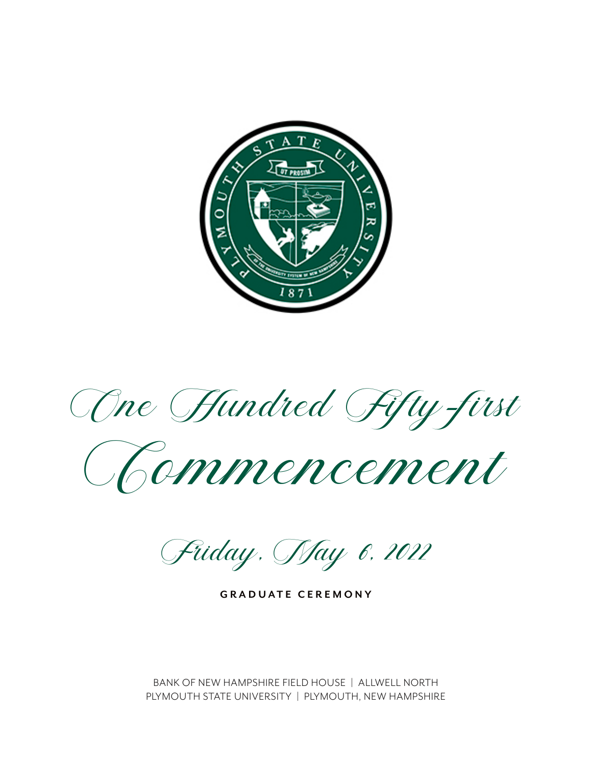# One Hundred Fifty-first Commencement

Friday, May 6, 2022

**GRADUATE CEREMONY**

BANK OF NEW HAMPSHIRE FIELD HOUSE | ALLWELL NORTH
PLYMOUTH STATE UNIVERSITY | PLYMOUTH, NEW HAMPSHIRE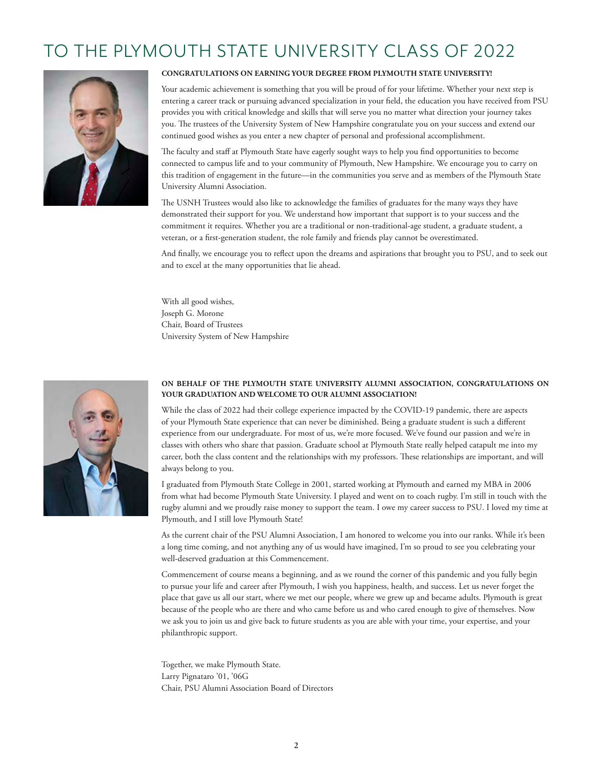# TO THE PLYMOUTH STATE UNIVERSITY CLASS OF 2022

**CONGRATULATIONS ON EARNING YOUR DEGREE FROM PLYMOUTH STATE UNIVERSITY!**

Your academic achievement is something that you will be proud of for your lifetime. Whether your next step is entering a career track or pursuing advanced specialization in your field, the education you have received from PSU provides you with critical knowledge and skills that will serve you no matter what direction your journey takes you. The trustees of the University System of New Hampshire congratulate you on your success and extend our continued good wishes as you enter a new chapter of personal and professional accomplishment.

The faculty and staff at Plymouth State have eagerly sought ways to help you find opportunities to become connected to campus life and to your community of Plymouth, New Hampshire. We encourage you to carry on this tradition of engagement in the future—in the communities you serve and as members of the Plymouth State University Alumni Association.

The USNH Trustees would also like to acknowledge the families of graduates for the many ways they have demonstrated their support for you. We understand how important that support is to your success and the commitment it requires. Whether you are a traditional or non-traditional-age student, a graduate student, a veteran, or a first-generation student, the role family and friends play cannot be overestimated.

And finally, we encourage you to reflect upon the dreams and aspirations that brought you to PSU, and to seek out and to excel at the many opportunities that lie ahead.

With all good wishes,
Joseph G. Morone
Chair, Board of Trustees
University System of New Hampshire

**ON BEHALF OF THE PLYMOUTH STATE UNIVERSITY ALUMNI ASSOCIATION, CONGRATULATIONS ON YOUR GRADUATION AND WELCOME TO OUR ALUMNI ASSOCIATION!**

While the class of 2022 had their college experience impacted by the COVID-19 pandemic, there are aspects of your Plymouth State experience that can never be diminished. Being a graduate student is such a different experience from our undergraduate. For most of us, we're more focused. We've found our passion and we're in classes with others who share that passion. Graduate school at Plymouth State really helped catapult me into my career, both the class content and the relationships with my professors. These relationships are important, and will always belong to you.

I graduated from Plymouth State College in 2001, started working at Plymouth and earned my MBA in 2006 from what had become Plymouth State University. I played and went on to coach rugby. I'm still in touch with the rugby alumni and we proudly raise money to support the team. I owe my career success to PSU. I loved my time at Plymouth, and I still love Plymouth State!

As the current chair of the PSU Alumni Association, I am honored to welcome you into our ranks. While it's been a long time coming, and not anything any of us would have imagined, I'm so proud to see you celebrating your well-deserved graduation at this Commencement.

Commencement of course means a beginning, and as we round the corner of this pandemic and you fully begin to pursue your life and career after Plymouth, I wish you happiness, health, and success. Let us never forget the place that gave us all our start, where we met our people, where we grew up and became adults. Plymouth is great because of the people who are there and who came before us and who cared enough to give of themselves. Now we ask you to join us and give back to future students as you are able with your time, your expertise, and your philanthropic support.

Together, we make Plymouth State.
Larry Pignataro '01, '06G
Chair, PSU Alumni Association Board of Directors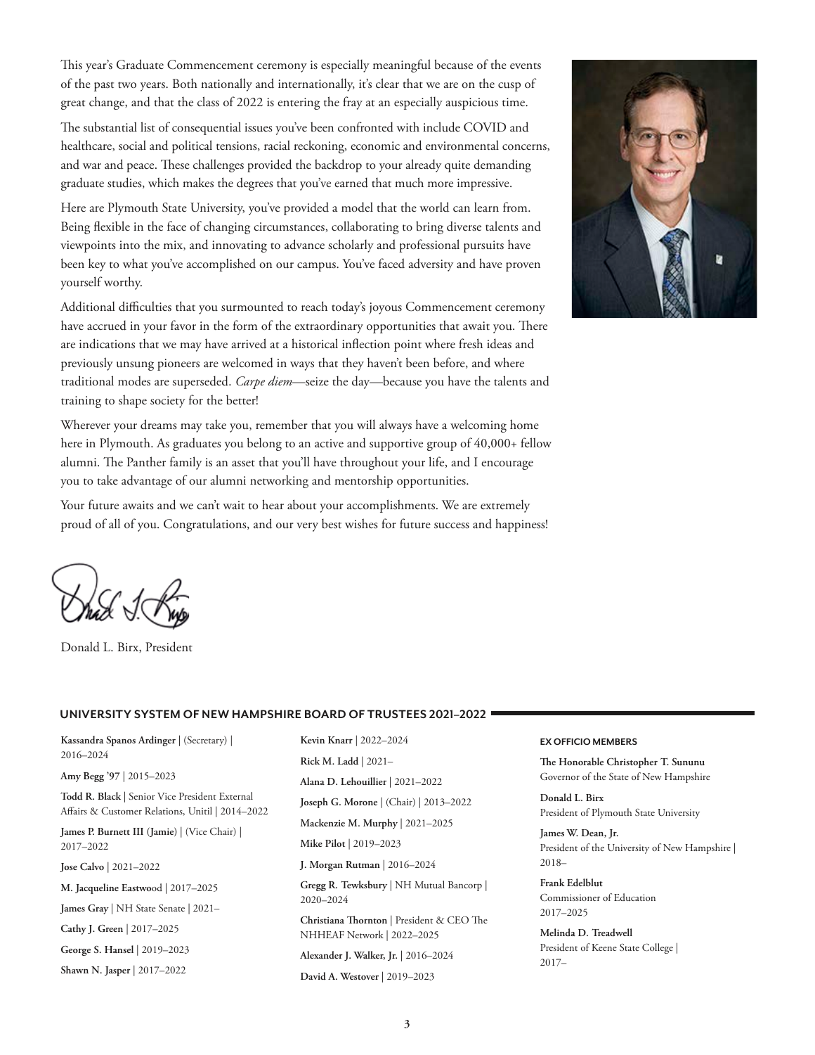This year's Graduate Commencement ceremony is especially meaningful because of the events of the past two years. Both nationally and internationally, it's clear that we are on the cusp of great change, and that the class of 2022 is entering the fray at an especially auspicious time.

The substantial list of consequential issues you've been confronted with include COVID and healthcare, social and political tensions, racial reckoning, economic and environmental concerns, and war and peace. These challenges provided the backdrop to your already quite demanding graduate studies, which makes the degrees that you've earned that much more impressive.

Here are Plymouth State University, you've provided a model that the world can learn from. Being flexible in the face of changing circumstances, collaborating to bring diverse talents and viewpoints into the mix, and innovating to advance scholarly and professional pursuits have been key to what you've accomplished on our campus. You've faced adversity and have proven yourself worthy.

Additional difficulties that you surmounted to reach today's joyous Commencement ceremony have accrued in your favor in the form of the extraordinary opportunities that await you. There are indications that we may have arrived at a historical inflection point where fresh ideas and previously unsung pioneers are welcomed in ways that they haven't been before, and where traditional modes are superseded. *Carpe diem*—seize the day—because you have the talents and training to shape society for the better!

Wherever your dreams may take you, remember that you will always have a welcoming home here in Plymouth. As graduates you belong to an active and supportive group of 40,000+ fellow alumni. The Panther family is an asset that you'll have throughout your life, and I encourage you to take advantage of our alumni networking and mentorship opportunities.

Your future awaits and we can't wait to hear about your accomplishments. We are extremely proud of all of you. Congratulations, and our very best wishes for future success and happiness!

Donald L. Birx, President

## UNIVERSITY SYSTEM OF NEW HAMPSHIRE BOARD OF TRUSTEES 2021–2022

**Kassandra Spanos Ardinger** | (Secretary) | 2016–2024

**Amy Begg '97** | 2015–2023

**Todd R. Black** | Senior Vice President External Affairs & Customer Relations, Unitil | 2014–2022

**James P. Burnett III (Jamie)** | (Vice Chair) | 2017–2022

**Jose Calvo** | 2021–2022

**M. Jacqueline Eastwood** | 2017–2025

**James Gray** | NH State Senate | 2021–

**Cathy J. Green** | 2017–2025

**George S. Hansel** | 2019–2023

**Shawn N. Jasper** | 2017–2022

**Kevin Knarr** | 2022–2024

**Rick M. Ladd** | 2021–

**Alana D. Lehouillier** | 2021–2022

**Joseph G. Morone** | (Chair) | 2013–2022

**Mackenzie M. Murphy** | 2021–2025

**Mike Pilot** | 2019–2023

**J. Morgan Rutman** | 2016–2024

**Gregg R. Tewksbury** | NH Mutual Bancorp | 2020–2024

**Christiana Thornton** | President & CEO The NHHEAF Network | 2022–2025

**Alexander J. Walker, Jr.** | 2016–2024

**David A. Westover** | 2019–2023

### EX OFFICIO MEMBERS

**The Honorable Christopher T. Sununu**
Governor of the State of New Hampshire

**Donald L. Birx**
President of Plymouth State University

**James W. Dean, Jr.**
President of the University of New Hampshire | 2018–

**Frank Edelblut**
Commissioner of Education
2017–2025

**Melinda D. Treadwell**
President of Keene State College | 2017–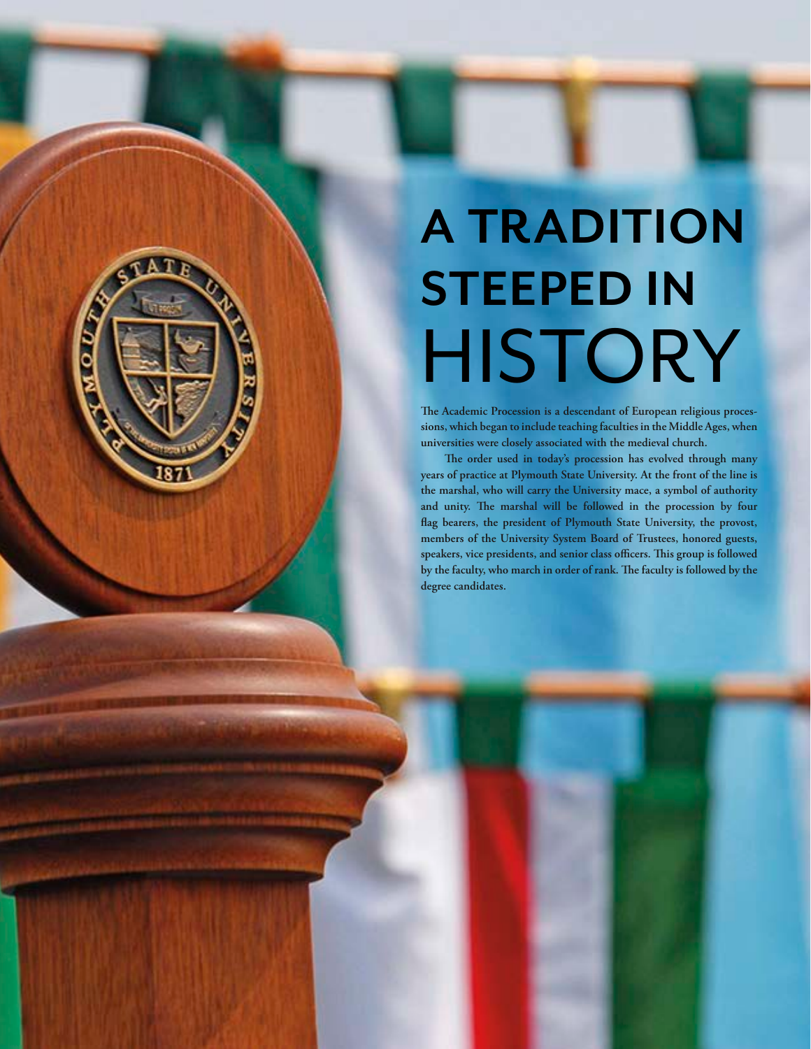# A TRADITION STEEPED IN HISTORY

The Academic Procession is a descendant of European religious processions, which began to include teaching faculties in the Middle Ages, when universities were closely associated with the medieval church.

The order used in today's procession has evolved through many years of practice at Plymouth State University. At the front of the line is the marshal, who will carry the University mace, a symbol of authority and unity. The marshal will be followed in the procession by four flag bearers, the president of Plymouth State University, the provost, members of the University System Board of Trustees, honored guests, speakers, vice presidents, and senior class officers. This group is followed by the faculty, who march in order of rank. The faculty is followed by the degree candidates.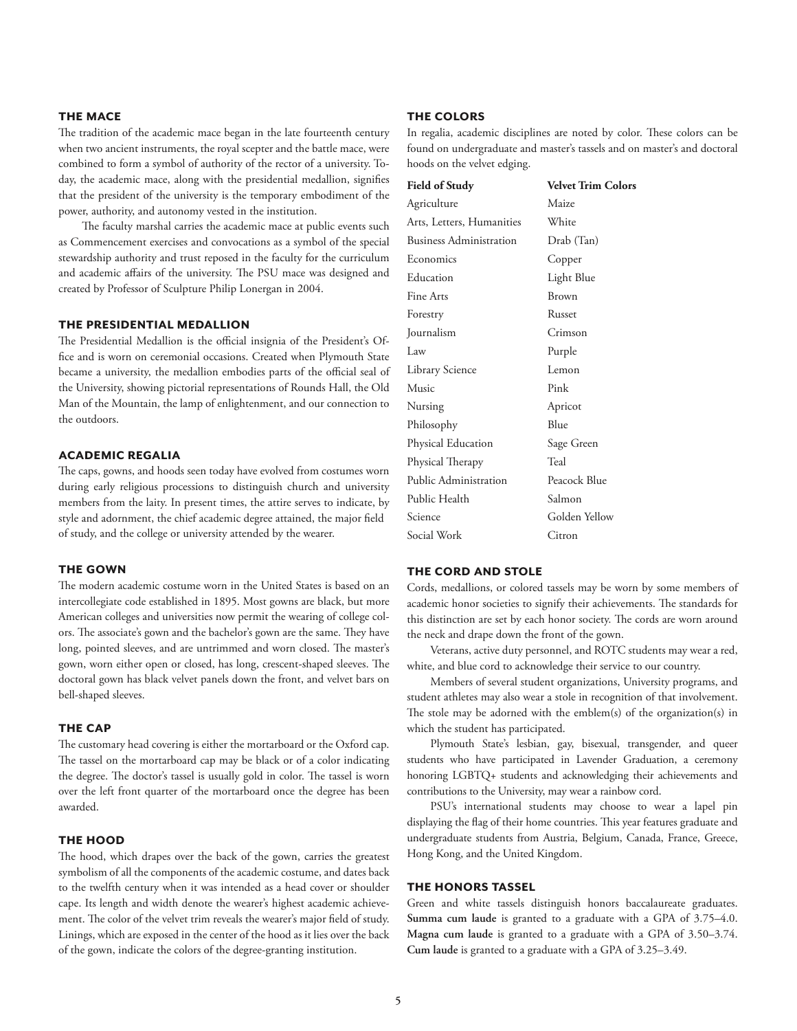## THE MACE

The tradition of the academic mace began in the late fourteenth century when two ancient instruments, the royal scepter and the battle mace, were combined to form a symbol of authority of the rector of a university. Today, the academic mace, along with the presidential medallion, signifies that the president of the university is the temporary embodiment of the power, authority, and autonomy vested in the institution.

The faculty marshal carries the academic mace at public events such as Commencement exercises and convocations as a symbol of the special stewardship authority and trust reposed in the faculty for the curriculum and academic affairs of the university. The PSU mace was designed and created by Professor of Sculpture Philip Lonergan in 2004.

## THE PRESIDENTIAL MEDALLION

The Presidential Medallion is the official insignia of the President's Office and is worn on ceremonial occasions. Created when Plymouth State became a university, the medallion embodies parts of the official seal of the University, showing pictorial representations of Rounds Hall, the Old Man of the Mountain, the lamp of enlightenment, and our connection to the outdoors.

## ACADEMIC REGALIA

The caps, gowns, and hoods seen today have evolved from costumes worn during early religious processions to distinguish church and university members from the laity. In present times, the attire serves to indicate, by style and adornment, the chief academic degree attained, the major field of study, and the college or university attended by the wearer.

## THE GOWN

The modern academic costume worn in the United States is based on an intercollegiate code established in 1895. Most gowns are black, but more American colleges and universities now permit the wearing of college colors. The associate's gown and the bachelor's gown are the same. They have long, pointed sleeves, and are untrimmed and worn closed. The master's gown, worn either open or closed, has long, crescent-shaped sleeves. The doctoral gown has black velvet panels down the front, and velvet bars on bell-shaped sleeves.

## THE CAP

The customary head covering is either the mortarboard or the Oxford cap. The tassel on the mortarboard cap may be black or of a color indicating the degree. The doctor's tassel is usually gold in color. The tassel is worn over the left front quarter of the mortarboard once the degree has been awarded.

## THE HOOD

The hood, which drapes over the back of the gown, carries the greatest symbolism of all the components of the academic costume, and dates back to the twelfth century when it was intended as a head cover or shoulder cape. Its length and width denote the wearer's highest academic achievement. The color of the velvet trim reveals the wearer's major field of study. Linings, which are exposed in the center of the hood as it lies over the back of the gown, indicate the colors of the degree-granting institution.

## THE COLORS

In regalia, academic disciplines are noted by color. These colors can be found on undergraduate and master's tassels and on master's and doctoral hoods on the velvet edging.

| Field of Study | Velvet Trim Colors |
|---|---|
| Agriculture | Maize |
| Arts, Letters, Humanities | White |
| Business Administration | Drab (Tan) |
| Economics | Copper |
| Education | Light Blue |
| Fine Arts | Brown |
| Forestry | Russet |
| Journalism | Crimson |
| Law | Purple |
| Library Science | Lemon |
| Music | Pink |
| Nursing | Apricot |
| Philosophy | Blue |
| Physical Education | Sage Green |
| Physical Therapy | Teal |
| Public Administration | Peacock Blue |
| Public Health | Salmon |
| Science | Golden Yellow |
| Social Work | Citron |

## THE CORD AND STOLE

Cords, medallions, or colored tassels may be worn by some members of academic honor societies to signify their achievements. The standards for this distinction are set by each honor society. The cords are worn around the neck and drape down the front of the gown.

Veterans, active duty personnel, and ROTC students may wear a red, white, and blue cord to acknowledge their service to our country.

Members of several student organizations, University programs, and student athletes may also wear a stole in recognition of that involvement. The stole may be adorned with the emblem(s) of the organization(s) in which the student has participated.

Plymouth State's lesbian, gay, bisexual, transgender, and queer students who have participated in Lavender Graduation, a ceremony honoring LGBTQ+ students and acknowledging their achievements and contributions to the University, may wear a rainbow cord.

PSU's international students may choose to wear a lapel pin displaying the flag of their home countries. This year features graduate and undergraduate students from Austria, Belgium, Canada, France, Greece, Hong Kong, and the United Kingdom.

## THE HONORS TASSEL

Green and white tassels distinguish honors baccalaureate graduates. **Summa cum laude** is granted to a graduate with a GPA of 3.75–4.0. **Magna cum laude** is granted to a graduate with a GPA of 3.50–3.74. **Cum laude** is granted to a graduate with a GPA of 3.25–3.49.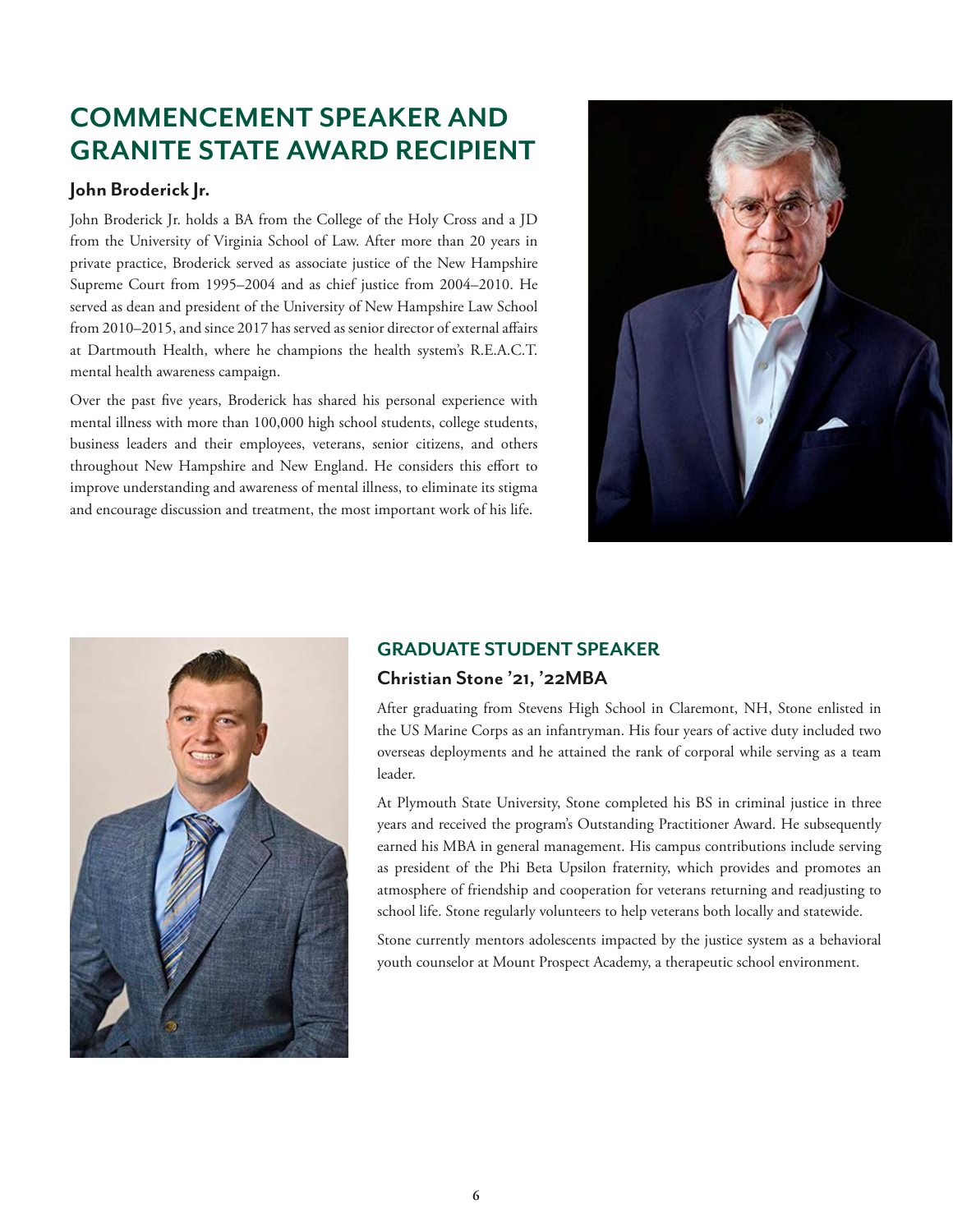## COMMENCEMENT SPEAKER AND GRANITE STATE AWARD RECIPIENT

### John Broderick Jr.

John Broderick Jr. holds a BA from the College of the Holy Cross and a JD from the University of Virginia School of Law. After more than 20 years in private practice, Broderick served as associate justice of the New Hampshire Supreme Court from 1995–2004 and as chief justice from 2004–2010. He served as dean and president of the University of New Hampshire Law School from 2010–2015, and since 2017 has served as senior director of external affairs at Dartmouth Health, where he champions the health system's R.E.A.C.T. mental health awareness campaign.

Over the past five years, Broderick has shared his personal experience with mental illness with more than 100,000 high school students, college students, business leaders and their employees, veterans, senior citizens, and others throughout New Hampshire and New England. He considers this effort to improve understanding and awareness of mental illness, to eliminate its stigma and encourage discussion and treatment, the most important work of his life.

## GRADUATE STUDENT SPEAKER

### Christian Stone '21, '22MBA

After graduating from Stevens High School in Claremont, NH, Stone enlisted in the US Marine Corps as an infantryman. His four years of active duty included two overseas deployments and he attained the rank of corporal while serving as a team leader.

At Plymouth State University, Stone completed his BS in criminal justice in three years and received the program's Outstanding Practitioner Award. He subsequently earned his MBA in general management. His campus contributions include serving as president of the Phi Beta Upsilon fraternity, which provides and promotes an atmosphere of friendship and cooperation for veterans returning and readjusting to school life. Stone regularly volunteers to help veterans both locally and statewide.

Stone currently mentors adolescents impacted by the justice system as a behavioral youth counselor at Mount Prospect Academy, a therapeutic school environment.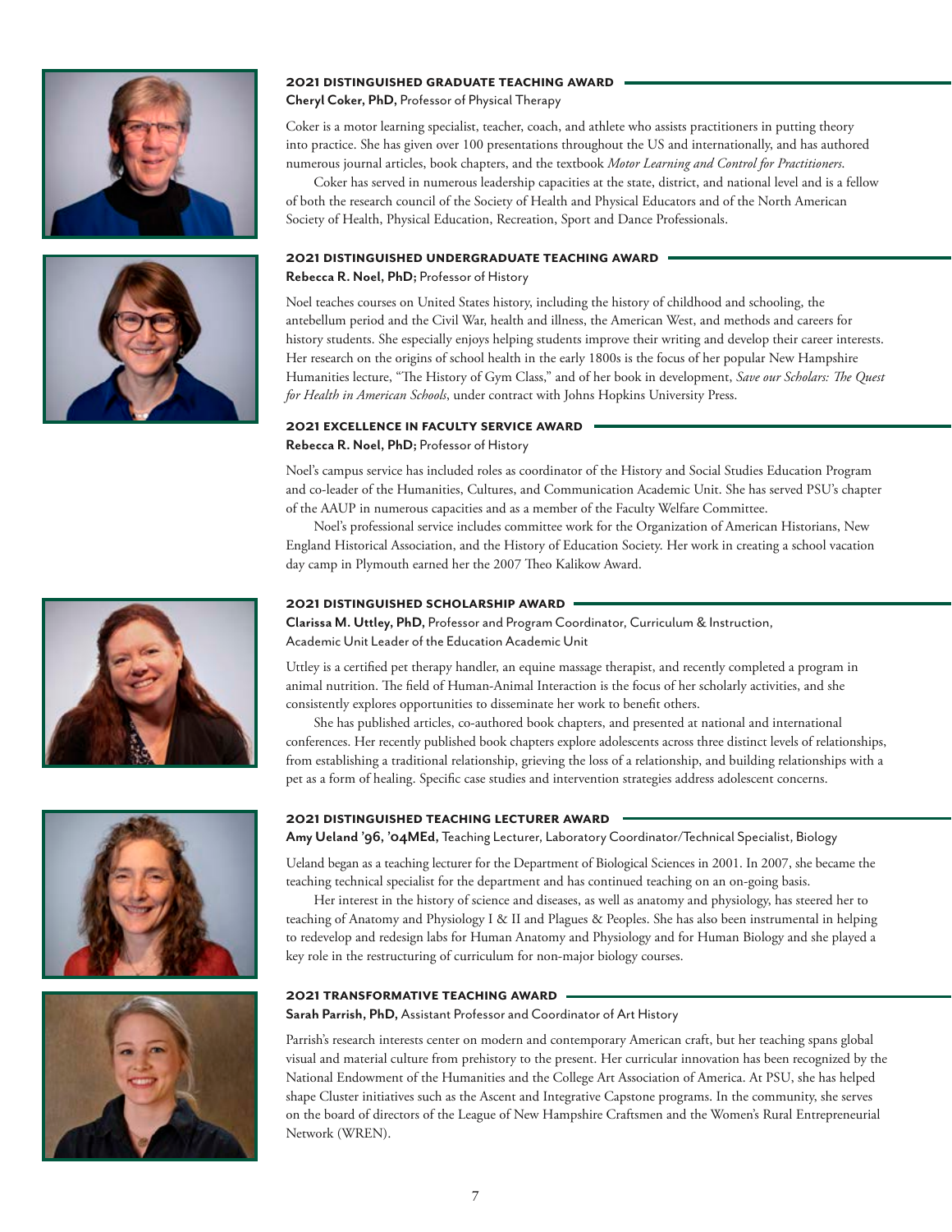## 2021 DISTINGUISHED GRADUATE TEACHING AWARD

**Cheryl Coker, PhD,** Professor of Physical Therapy

Coker is a motor learning specialist, teacher, coach, and athlete who assists practitioners in putting theory into practice. She has given over 100 presentations throughout the US and internationally, and has authored numerous journal articles, book chapters, and the textbook *Motor Learning and Control for Practitioners*.

Coker has served in numerous leadership capacities at the state, district, and national level and is a fellow of both the research council of the Society of Health and Physical Educators and of the North American Society of Health, Physical Education, Recreation, Sport and Dance Professionals.

## 2021 DISTINGUISHED UNDERGRADUATE TEACHING AWARD

**Rebecca R. Noel, PhD;** Professor of History

Noel teaches courses on United States history, including the history of childhood and schooling, the antebellum period and the Civil War, health and illness, the American West, and methods and careers for history students. She especially enjoys helping students improve their writing and develop their career interests. Her research on the origins of school health in the early 1800s is the focus of her popular New Hampshire Humanities lecture, "The History of Gym Class," and of her book in development, *Save our Scholars: The Quest for Health in American Schools*, under contract with Johns Hopkins University Press.

## 2021 EXCELLENCE IN FACULTY SERVICE AWARD

**Rebecca R. Noel, PhD;** Professor of History

Noel's campus service has included roles as coordinator of the History and Social Studies Education Program and co-leader of the Humanities, Cultures, and Communication Academic Unit. She has served PSU's chapter of the AAUP in numerous capacities and as a member of the Faculty Welfare Committee.

Noel's professional service includes committee work for the Organization of American Historians, New England Historical Association, and the History of Education Society. Her work in creating a school vacation day camp in Plymouth earned her the 2007 Theo Kalikow Award.

## 2021 DISTINGUISHED SCHOLARSHIP AWARD

**Clarissa M. Uttley, PhD,** Professor and Program Coordinator, Curriculum & Instruction, Academic Unit Leader of the Education Academic Unit

Uttley is a certified pet therapy handler, an equine massage therapist, and recently completed a program in animal nutrition. The field of Human-Animal Interaction is the focus of her scholarly activities, and she consistently explores opportunities to disseminate her work to benefit others.

She has published articles, co-authored book chapters, and presented at national and international conferences. Her recently published book chapters explore adolescents across three distinct levels of relationships, from establishing a traditional relationship, grieving the loss of a relationship, and building relationships with a pet as a form of healing. Specific case studies and intervention strategies address adolescent concerns.

## 2021 DISTINGUISHED TEACHING LECTURER AWARD

**Amy Ueland '96, '04MEd,** Teaching Lecturer, Laboratory Coordinator/Technical Specialist, Biology

Ueland began as a teaching lecturer for the Department of Biological Sciences in 2001. In 2007, she became the teaching technical specialist for the department and has continued teaching on an on-going basis.

Her interest in the history of science and diseases, as well as anatomy and physiology, has steered her to teaching of Anatomy and Physiology I & II and Plagues & Peoples. She has also been instrumental in helping to redevelop and redesign labs for Human Anatomy and Physiology and for Human Biology and she played a key role in the restructuring of curriculum for non-major biology courses.

## 2021 TRANSFORMATIVE TEACHING AWARD

**Sarah Parrish, PhD,** Assistant Professor and Coordinator of Art History

Parrish's research interests center on modern and contemporary American craft, but her teaching spans global visual and material culture from prehistory to the present. Her curricular innovation has been recognized by the National Endowment of the Humanities and the College Art Association of America. At PSU, she has helped shape Cluster initiatives such as the Ascent and Integrative Capstone programs. In the community, she serves on the board of directors of the League of New Hampshire Craftsmen and the Women's Rural Entrepreneurial Network (WREN).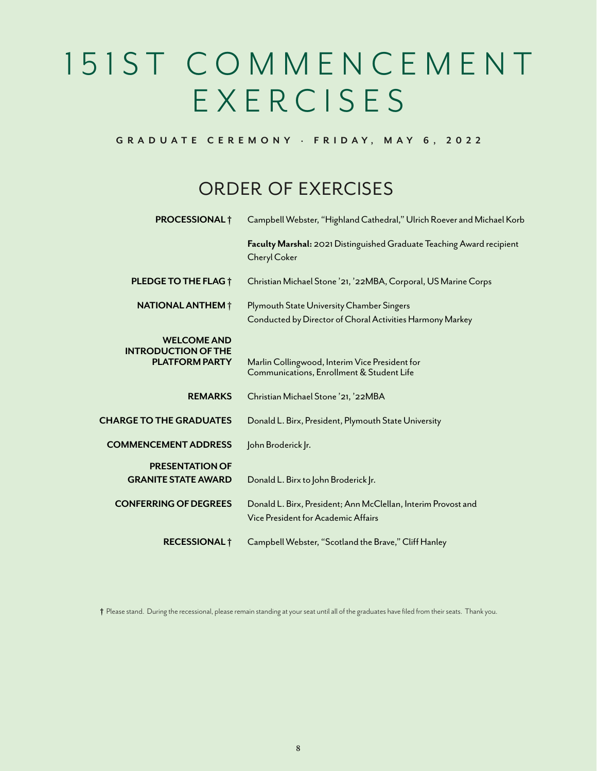# 151ST COMMENCEMENT EXERCISES

**GRADUATE CEREMONY · FRIDAY, MAY 6, 2022**

## ORDER OF EXERCISES

**PROCESSIONAL †** Campbell Webster, "Highland Cathedral," Ulrich Roever and Michael Korb

**Faculty Marshal:** 2021 Distinguished Graduate Teaching Award recipient Cheryl Coker

**PLEDGE TO THE FLAG †** Christian Michael Stone '21, '22MBA, Corporal, US Marine Corps

**NATIONAL ANTHEM †** Plymouth State University Chamber Singers
Conducted by Director of Choral Activities Harmony Markey

**WELCOME AND INTRODUCTION OF THE PLATFORM PARTY** Marlin Collingwood, Interim Vice President for Communications, Enrollment & Student Life

**REMARKS** Christian Michael Stone '21, '22MBA

**CHARGE TO THE GRADUATES** Donald L. Birx, President, Plymouth State University

**COMMENCEMENT ADDRESS** John Broderick Jr.

**PRESENTATION OF GRANITE STATE AWARD** Donald L. Birx to John Broderick Jr.

**CONFERRING OF DEGREES** Donald L. Birx, President; Ann McClellan, Interim Provost and Vice President for Academic Affairs

**RECESSIONAL †** Campbell Webster, "Scotland the Brave," Cliff Hanley

† Please stand. During the recessional, please remain standing at your seat until all of the graduates have filed from their seats. Thank you.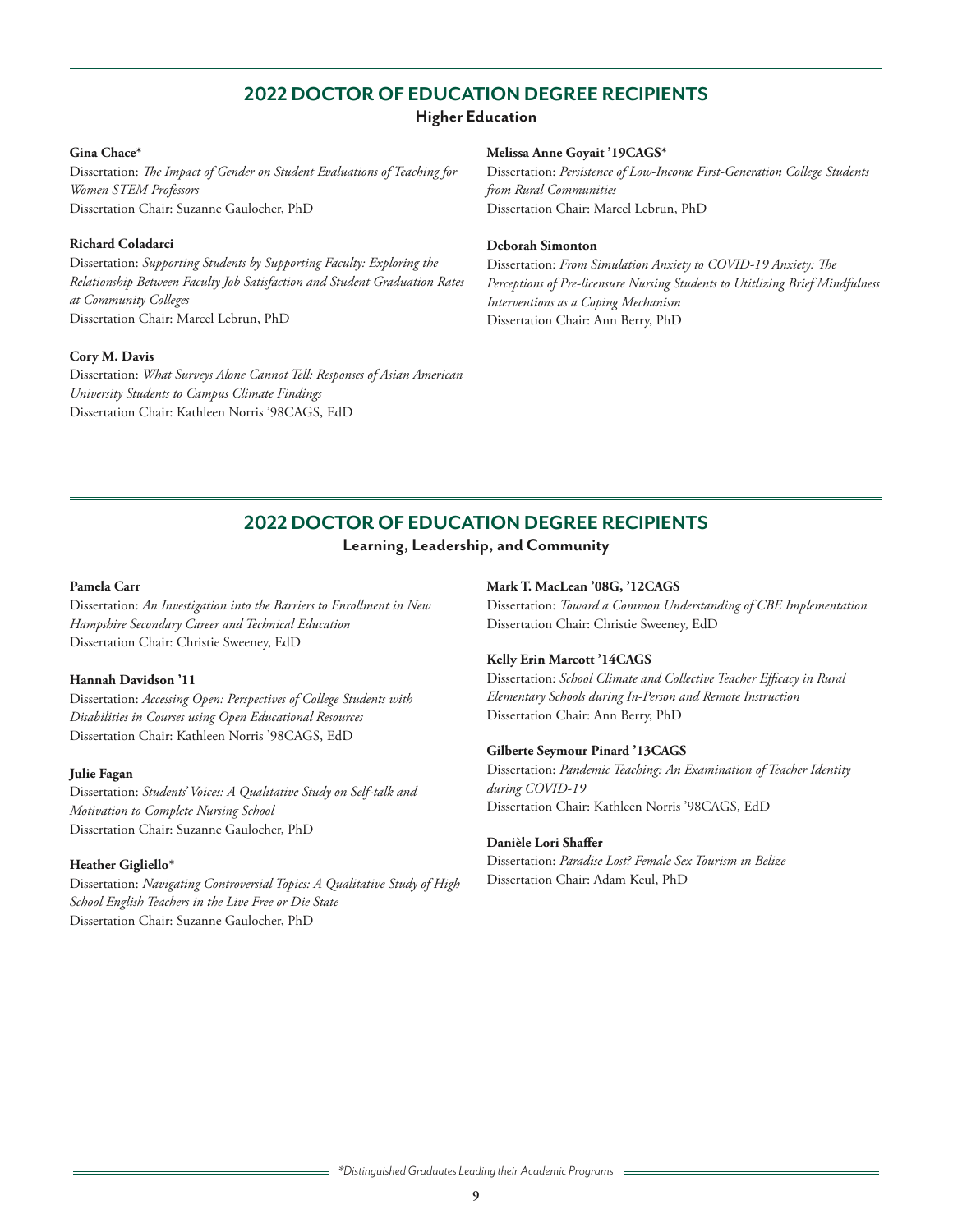## 2022 DOCTOR OF EDUCATION DEGREE RECIPIENTS

### Higher Education

**Gina Chace***
Dissertation: *The Impact of Gender on Student Evaluations of Teaching for Women STEM Professors*
Dissertation Chair: Suzanne Gaulocher, PhD

**Richard Coladarci**
Dissertation: *Supporting Students by Supporting Faculty: Exploring the Relationship Between Faculty Job Satisfaction and Student Graduation Rates at Community Colleges*
Dissertation Chair: Marcel Lebrun, PhD

**Cory M. Davis**
Dissertation: *What Surveys Alone Cannot Tell: Responses of Asian American University Students to Campus Climate Findings*
Dissertation Chair: Kathleen Norris '98CAGS, EdD

**Melissa Anne Goyait '19CAGS***
Dissertation: *Persistence of Low-Income First-Generation College Students from Rural Communities*
Dissertation Chair: Marcel Lebrun, PhD

**Deborah Simonton**
Dissertation: *From Simulation Anxiety to COVID-19 Anxiety: The Perceptions of Pre-licensure Nursing Students to Utitlizing Brief Mindfulness Interventions as a Coping Mechanism*
Dissertation Chair: Ann Berry, PhD

## 2022 DOCTOR OF EDUCATION DEGREE RECIPIENTS

### Learning, Leadership, and Community

**Pamela Carr**
Dissertation: *An Investigation into the Barriers to Enrollment in New Hampshire Secondary Career and Technical Education*
Dissertation Chair: Christie Sweeney, EdD

**Hannah Davidson '11**
Dissertation: *Accessing Open: Perspectives of College Students with Disabilities in Courses using Open Educational Resources*
Dissertation Chair: Kathleen Norris '98CAGS, EdD

**Julie Fagan**
Dissertation: *Students' Voices: A Qualitative Study on Self-talk and Motivation to Complete Nursing School*
Dissertation Chair: Suzanne Gaulocher, PhD

**Heather Gigliello***
Dissertation: *Navigating Controversial Topics: A Qualitative Study of High School English Teachers in the Live Free or Die State*
Dissertation Chair: Suzanne Gaulocher, PhD

**Mark T. MacLean '08G, '12CAGS**
Dissertation: *Toward a Common Understanding of CBE Implementation*
Dissertation Chair: Christie Sweeney, EdD

**Kelly Erin Marcott '14CAGS**
Dissertation: *School Climate and Collective Teacher Efficacy in Rural Elementary Schools during In-Person and Remote Instruction*
Dissertation Chair: Ann Berry, PhD

**Gilberte Seymour Pinard '13CAGS**
Dissertation: *Pandemic Teaching: An Examination of Teacher Identity during COVID-19*
Dissertation Chair: Kathleen Norris '98CAGS, EdD

**Danièle Lori Shaffer**
Dissertation: *Paradise Lost? Female Sex Tourism in Belize*
Dissertation Chair: Adam Keul, PhD

*Distinguished Graduates Leading their Academic Programs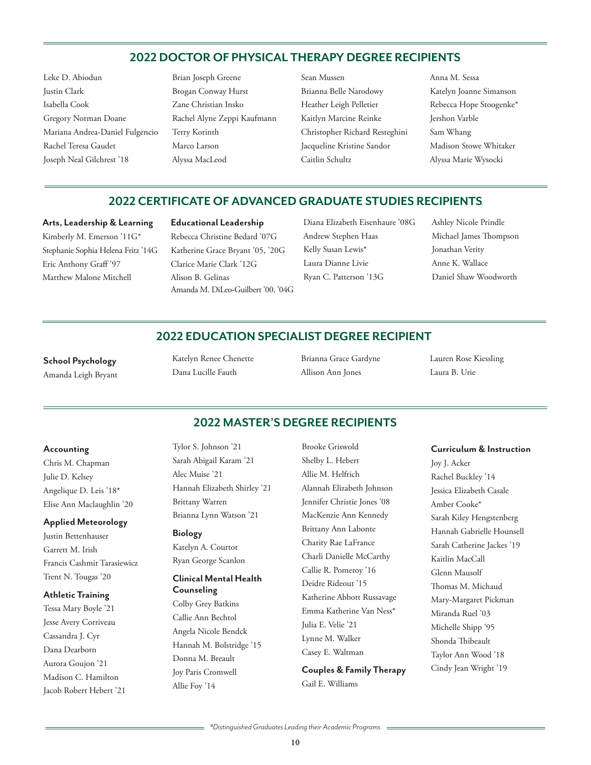## 2022 DOCTOR OF PHYSICAL THERAPY DEGREE RECIPIENTS

Leke D. Abiodun
Justin Clark
Isabella Cook
Gregory Norman Doane
Mariana Andrea-Daniel Fulgencio
Rachel Teresa Gaudet
Joseph Neal Gilchrest '18
Brian Joseph Greene
Brogan Conway Hurst
Zane Christian Insko
Rachel Alyne Zeppi Kaufmann
Terry Korinth
Marco Larson
Alyssa MacLeod
Sean Mussen
Brianna Belle Narodowy
Heather Leigh Pelletier
Kaitlyn Marcine Reinke
Christopher Richard Resteghini
Jacqueline Kristine Sandor
Caitlin Schultz
Anna M. Sessa
Katelyn Joanne Simanson
Rebecca Hope Stoogenke*
Jershon Varble
Sam Whang
Madison Stowe Whitaker
Alyssa Marie Wysocki

## 2022 CERTIFICATE OF ADVANCED GRADUATE STUDIES RECIPIENTS

**Arts, Leadership & Learning**

Kimberly M. Emerson '11G*
Stephanie Sophia Helena Fritz '14G
Eric Anthony Graff '97
Matthew Malone Mitchell

**Educational Leadership**

Rebecca Christine Bedard '07G
Katherine Grace Bryant '05, '20G
Clarice Marie Clark '12G
Alison B. Gelinas
Amanda M. DiLeo-Guilbert '00, '04G
Diana Elizabeth Eisenhaure '08G
Andrew Stephen Haas
Kelly Susan Lewis*
Laura Dianne Livie
Ryan C. Patterson '13G
Ashley Nicole Prindle
Michael James Thompson
Jonathan Verity
Anne K. Wallace
Daniel Shaw Woodworth

## 2022 EDUCATION SPECIALIST DEGREE RECIPIENT

**School Psychology**

Amanda Leigh Bryant
Katelyn Renee Chenette
Dana Lucille Fauth
Brianna Grace Gardyne
Allison Ann Jones
Lauren Rose Kiessling
Laura B. Urie

## 2022 MASTER'S DEGREE RECIPIENTS

**Accounting**

Chris M. Chapman
Julie D. Kelsey
Angelique D. Leis '18*
Elise Ann Maclaughlin '20

**Applied Meteorology**

Justin Bettenhauser
Garrett M. Irish
Francis Cashmir Tarasiewicz
Trent N. Tougas '20

**Athletic Training**

Tessa Mary Boyle '21
Jesse Avery Corriveau
Cassandra J. Cyr
Dana Dearborn
Aurora Goujon '21
Madison C. Hamilton
Jacob Robert Hebert '21
Tylor S. Johnson '21
Sarah Abigail Karam '21
Alec Muise '21
Hannah Elizabeth Shirley '21
Brittany Warren
Brianna Lynn Watson '21

**Biology**

Katelyn A. Courtot
Ryan George Scanlon

**Clinical Mental Health Counseling**

Colby Grey Batkins
Callie Ann Bechtol
Angela Nicole Bendck
Hannah M. Bolstridge '15
Donna M. Breault
Joy Paris Cromwell
Allie Foy '14
Brooke Griswold
Shelby L. Hebert
Allie M. Helfrich
Alannah Elizabeth Johnson
Jennifer Christie Jones '08
MacKenzie Ann Kennedy
Brittany Ann Labonte
Charity Rae LaFrance
Charli Danielle McCarthy
Callie R. Pomeroy '16
Deidre Rideout '15
Katherine Abbott Russavage
Emma Katherine Van Ness*
Julia E. Velie '21
Lynne M. Walker
Casey E. Waltman

**Couples & Family Therapy**

Gail E. Williams

**Curriculum & Instruction**

Joy J. Acker
Rachel Buckley '14
Jessica Elizabeth Casale
Amber Cooke*
Sarah Kiley Hengstenberg
Hannah Gabrielle Hounsell
Sarah Catherine Jackes '19
Kaitlin MacCall
Glenn Mausolf
Thomas M. Michaud
Mary-Margaret Pickman
Miranda Ruel '03
Michelle Shipp '95
Shonda Thibeault
Taylor Ann Wood '18
Cindy Jean Wright '19

*Distinguished Graduates Leading their Academic Programs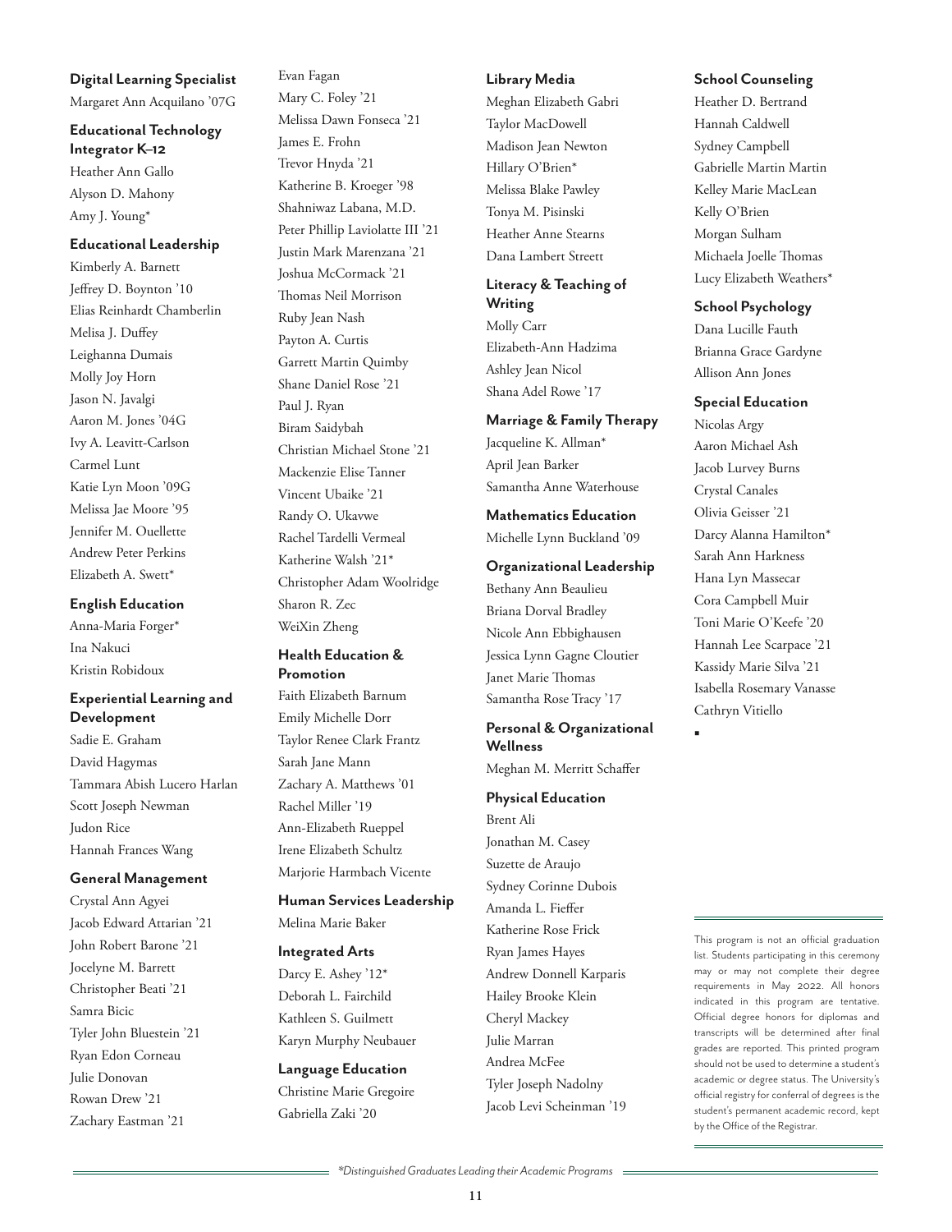### Digital Learning Specialist

Margaret Ann Acquilano ’07G

### Educational Technology Integrator K–12

Heather Ann Gallo
Alyson D. Mahony
Amy J. Young*

### Educational Leadership

Kimberly A. Barnett
Jeffrey D. Boynton ’10
Elias Reinhardt Chamberlin
Melisa J. Duffey
Leighanna Dumais
Molly Joy Horn
Jason N. Javalgi
Aaron M. Jones ’04G
Ivy A. Leavitt-Carlson
Carmel Lunt
Katie Lyn Moon ’09G
Melissa Jae Moore ’95
Jennifer M. Ouellette
Andrew Peter Perkins
Elizabeth A. Swett*

### English Education

Anna-Maria Forger*
Ina Nakuci
Kristin Robidoux

### Experiential Learning and Development

Sadie E. Graham
David Hagymas
Tammara Abish Lucero Harlan
Scott Joseph Newman
Judon Rice
Hannah Frances Wang

### General Management

Crystal Ann Agyei
Jacob Edward Attarian ’21
John Robert Barone ’21
Jocelyne M. Barrett
Christopher Beati ’21
Samra Bicic
Tyler John Bluestein ’21
Ryan Edon Corneau
Julie Donovan
Rowan Drew ’21
Zachary Eastman ’21
Evan Fagan
Mary C. Foley ’21
Melissa Dawn Fonseca ’21
James E. Frohn
Trevor Hnyda ’21
Katherine B. Kroeger ’98
Shahniwaz Labana, M.D.
Peter Phillip Laviolatte III ’21
Justin Mark Marenzana ’21
Joshua McCormack ’21
Thomas Neil Morrison
Ruby Jean Nash
Payton A. Curtis
Garrett Martin Quimby
Shane Daniel Rose ’21
Paul J. Ryan
Biram Saidybah
Christian Michael Stone ’21
Mackenzie Elise Tanner
Vincent Ubaike ’21
Randy O. Ukavwe
Rachel Tardelli Vermeal
Katherine Walsh ’21*
Christopher Adam Woolridge
Sharon R. Zec
WeiXin Zheng

### Health Education & Promotion

Faith Elizabeth Barnum
Emily Michelle Dorr
Taylor Renee Clark Frantz
Sarah Jane Mann
Zachary A. Matthews ’01
Rachel Miller ’19
Ann-Elizabeth Rueppel
Irene Elizabeth Schultz
Marjorie Harmbach Vicente

### Human Services Leadership

Melina Marie Baker

### Integrated Arts

Darcy E. Ashey ’12*
Deborah L. Fairchild
Kathleen S. Guilmett
Karyn Murphy Neubauer

### Language Education

Christine Marie Gregoire
Gabriella Zaki ’20

### Library Media

Meghan Elizabeth Gabri
Taylor MacDowell
Madison Jean Newton
Hillary O’Brien*
Melissa Blake Pawley
Tonya M. Pisinski
Heather Anne Stearns
Dana Lambert Streett

### Literacy & Teaching of Writing

Molly Carr
Elizabeth-Ann Hadzima
Ashley Jean Nicol
Shana Adel Rowe ’17

### Marriage & Family Therapy

Jacqueline K. Allman*
April Jean Barker
Samantha Anne Waterhouse

### Mathematics Education

Michelle Lynn Buckland ’09

### Organizational Leadership

Bethany Ann Beaulieu
Briana Dorval Bradley
Nicole Ann Ebbighausen
Jessica Lynn Gagne Cloutier
Janet Marie Thomas
Samantha Rose Tracy ’17

### Personal & Organizational Wellness

Meghan M. Merritt Schaffer

### Physical Education

Brent Ali
Jonathan M. Casey
Suzette de Araujo
Sydney Corinne Dubois
Amanda L. Fieffer
Katherine Rose Frick
Ryan James Hayes
Andrew Donnell Karparis
Hailey Brooke Klein
Cheryl Mackey
Julie Marran
Andrea McFee
Tyler Joseph Nadolny
Jacob Levi Scheinman ’19

### School Counseling

Heather D. Bertrand
Hannah Caldwell
Sydney Campbell
Gabrielle Martin Martin
Kelley Marie MacLean
Kelly O’Brien
Morgan Sulham
Michaela Joelle Thomas
Lucy Elizabeth Weathers*

### School Psychology

Dana Lucille Fauth
Brianna Grace Gardyne
Allison Ann Jones

### Special Education

Nicolas Argy
Aaron Michael Ash
Jacob Lurvey Burns
Crystal Canales
Olivia Geisser ’21
Darcy Alanna Hamilton*
Sarah Ann Harkness
Hana Lyn Massecar
Cora Campbell Muir
Toni Marie O’Keefe ’20
Hannah Lee Scarpace ’21
Kassidy Marie Silva ’21
Isabella Rosemary Vanasse
Cathryn Vitiello

▪

This program is not an official graduation list. Students participating in this ceremony may or may not complete their degree requirements in May 2022. All honors indicated in this program are tentative. Official degree honors for diplomas and transcripts will be determined after final grades are reported. This printed program should not be used to determine a student’s academic or degree status. The University’s official registry for conferral of degrees is the student’s permanent academic record, kept by the Office of the Registrar.

*\*Distinguished Graduates Leading their Academic Programs*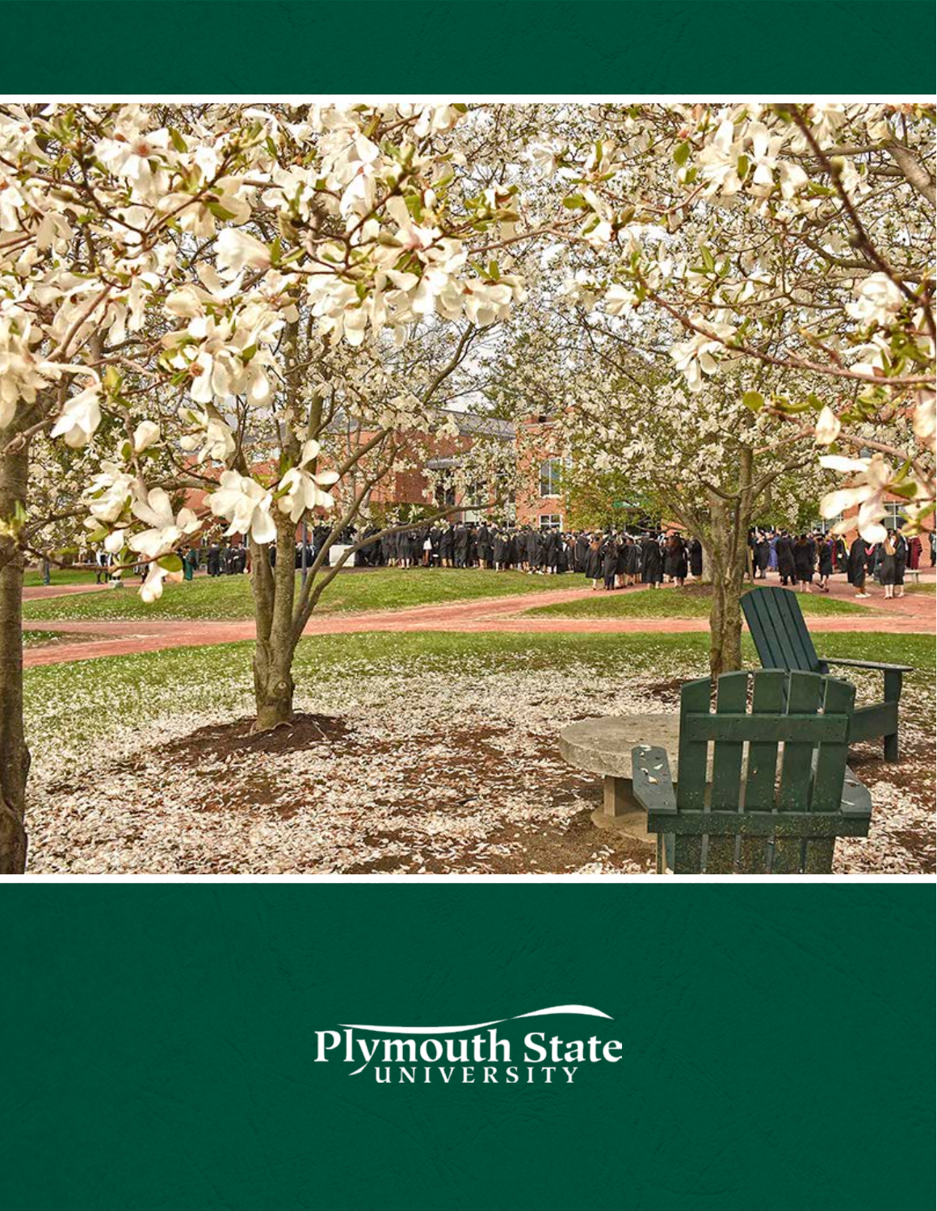Plymouth State UNIVERSITY